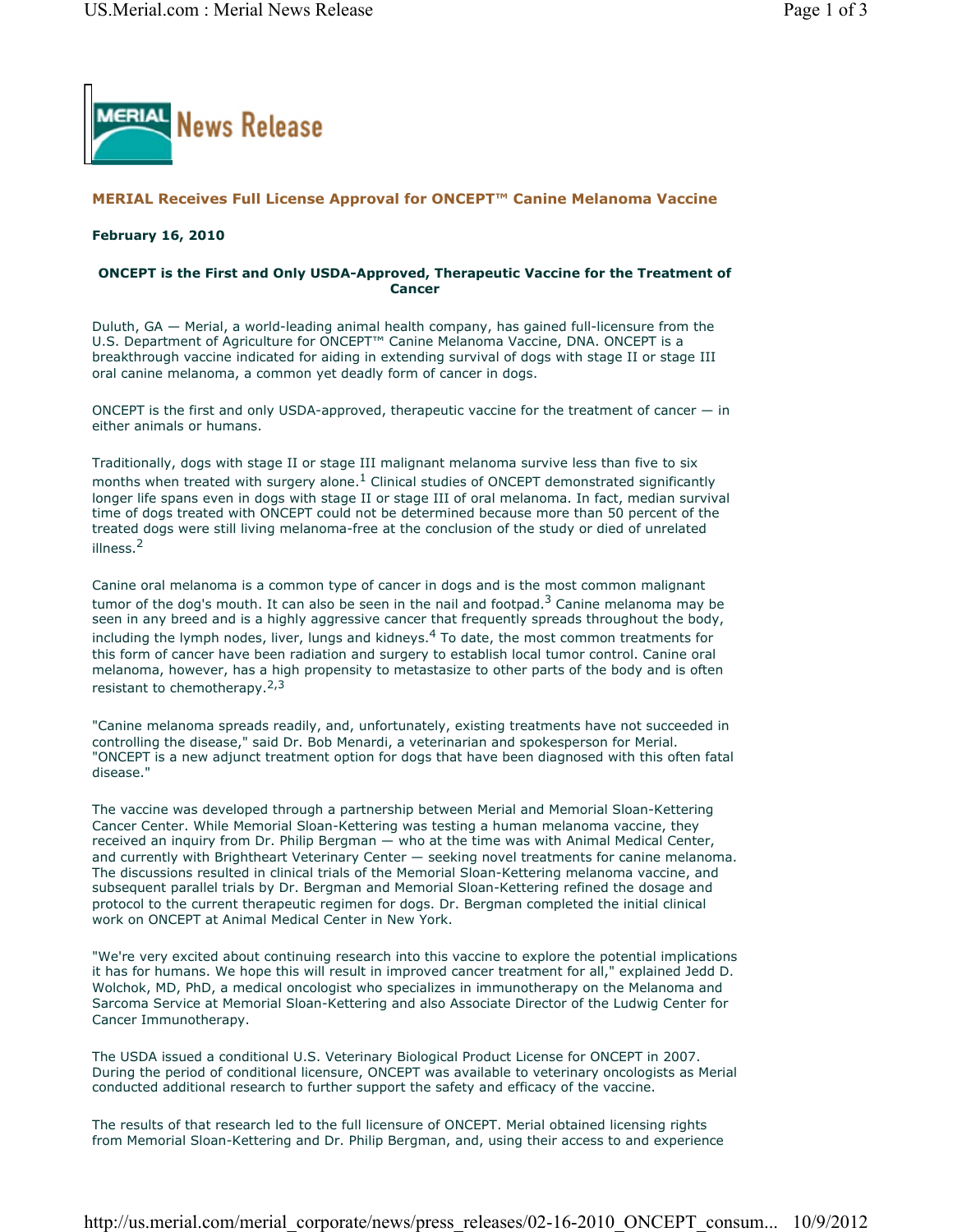**MERIAL News Release**

## MERIAL Receives Full License Approval for ONCEPT™ Canine Melanoma Vaccine

**February 16, 2010**

**ONCEPT is the First and Only USDA-Approved, Therapeutic Vaccine for the Treatment of Cancer**

Duluth, GA — Merial, a world-leading animal health company, has gained full-licensure from the U.S. Department of Agriculture for ONCEPT™ Canine Melanoma Vaccine, DNA. ONCEPT is a breakthrough vaccine indicated for aiding in extending survival of dogs with stage II or stage III oral canine melanoma, a common yet deadly form of cancer in dogs.

ONCEPT is the first and only USDA-approved, therapeutic vaccine for the treatment of cancer — in either animals or humans.

Traditionally, dogs with stage II or stage III malignant melanoma survive less than five to six months when treated with surgery alone.[1] Clinical studies of ONCEPT demonstrated significantly longer life spans even in dogs with stage II or stage III of oral melanoma. In fact, median survival time of dogs treated with ONCEPT could not be determined because more than 50 percent of the treated dogs were still living melanoma-free at the conclusion of the study or died of unrelated illness.[2]

Canine oral melanoma is a common type of cancer in dogs and is the most common malignant tumor of the dog's mouth. It can also be seen in the nail and footpad.[3] Canine melanoma may be seen in any breed and is a highly aggressive cancer that frequently spreads throughout the body, including the lymph nodes, liver, lungs and kidneys.[4] To date, the most common treatments for this form of cancer have been radiation and surgery to establish local tumor control. Canine oral melanoma, however, has a high propensity to metastasize to other parts of the body and is often resistant to chemotherapy.[2,3]

"Canine melanoma spreads readily, and, unfortunately, existing treatments have not succeeded in controlling the disease," said Dr. Bob Menardi, a veterinarian and spokesperson for Merial. "ONCEPT is a new adjunct treatment option for dogs that have been diagnosed with this often fatal disease."

The vaccine was developed through a partnership between Merial and Memorial Sloan-Kettering Cancer Center. While Memorial Sloan-Kettering was testing a human melanoma vaccine, they received an inquiry from Dr. Philip Bergman — who at the time was with Animal Medical Center, and currently with Brightheart Veterinary Center — seeking novel treatments for canine melanoma. The discussions resulted in clinical trials of the Memorial Sloan-Kettering melanoma vaccine, and subsequent parallel trials by Dr. Bergman and Memorial Sloan-Kettering refined the dosage and protocol to the current therapeutic regimen for dogs. Dr. Bergman completed the initial clinical work on ONCEPT at Animal Medical Center in New York.

"We're very excited about continuing research into this vaccine to explore the potential implications it has for humans. We hope this will result in improved cancer treatment for all," explained Jedd D. Wolchok, MD, PhD, a medical oncologist who specializes in immunotherapy on the Melanoma and Sarcoma Service at Memorial Sloan-Kettering and also Associate Director of the Ludwig Center for Cancer Immunotherapy.

The USDA issued a conditional U.S. Veterinary Biological Product License for ONCEPT in 2007. During the period of conditional licensure, ONCEPT was available to veterinary oncologists as Merial conducted additional research to further support the safety and efficacy of the vaccine.

The results of that research led to the full licensure of ONCEPT. Merial obtained licensing rights from Memorial Sloan-Kettering and Dr. Philip Bergman, and, using their access to and experience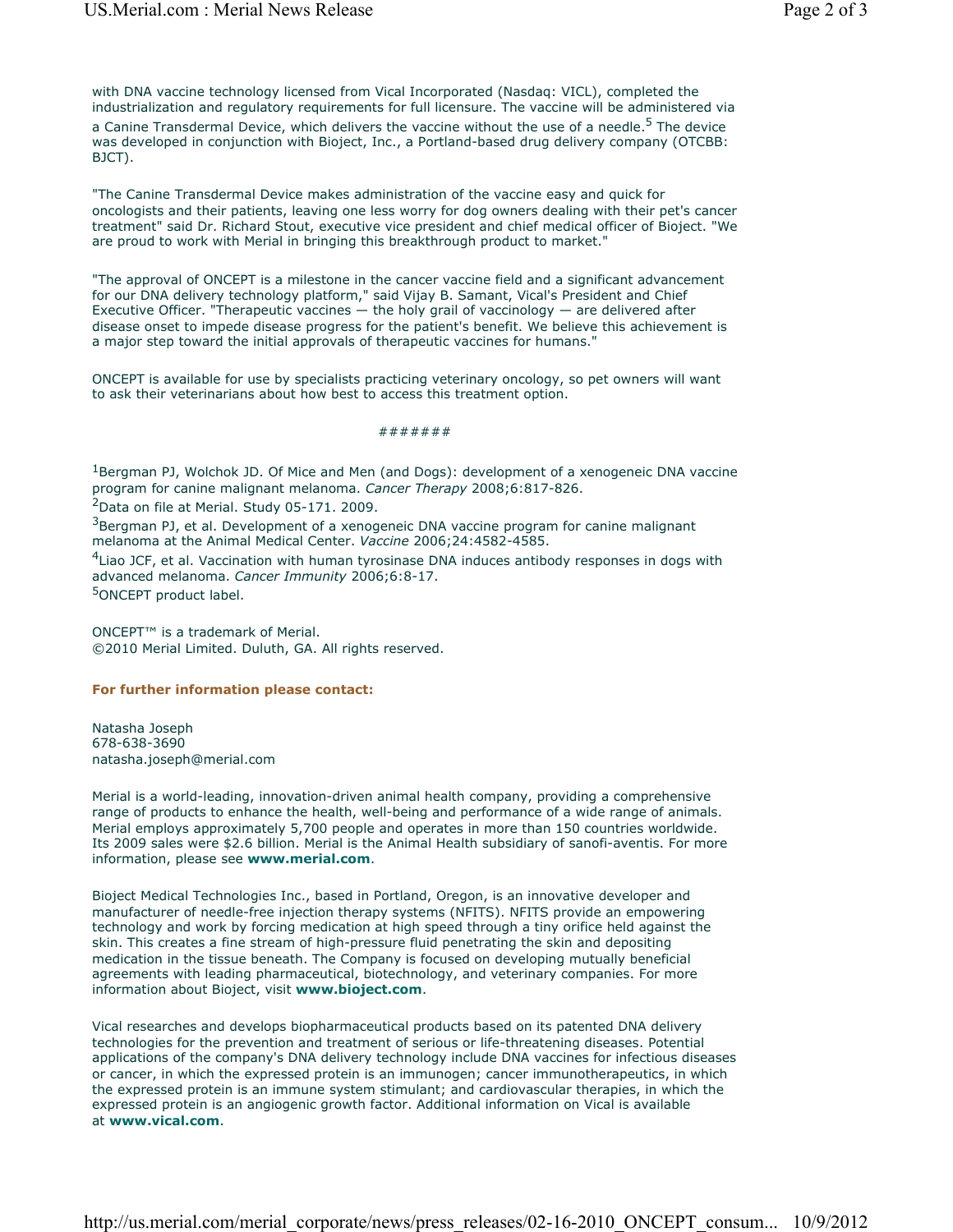with DNA vaccine technology licensed from Vical Incorporated (Nasdaq: VICL), completed the industrialization and regulatory requirements for full licensure. The vaccine will be administered via a Canine Transdermal Device, which delivers the vaccine without the use of a needle.[5] The device was developed in conjunction with Bioject, Inc., a Portland-based drug delivery company (OTCBB: BJCT).

"The Canine Transdermal Device makes administration of the vaccine easy and quick for oncologists and their patients, leaving one less worry for dog owners dealing with their pet's cancer treatment" said Dr. Richard Stout, executive vice president and chief medical officer of Bioject. "We are proud to work with Merial in bringing this breakthrough product to market."

"The approval of ONCEPT is a milestone in the cancer vaccine field and a significant advancement for our DNA delivery technology platform," said Vijay B. Samant, Vical's President and Chief Executive Officer. "Therapeutic vaccines — the holy grail of vaccinology — are delivered after disease onset to impede disease progress for the patient's benefit. We believe this achievement is a major step toward the initial approvals of therapeutic vaccines for humans."

ONCEPT is available for use by specialists practicing veterinary oncology, so pet owners will want to ask their veterinarians about how best to access this treatment option.

#######

[1]Bergman PJ, Wolchok JD. Of Mice and Men (and Dogs): development of a xenogeneic DNA vaccine program for canine malignant melanoma. *Cancer Therapy* 2008;6:817-826.
[2]Data on file at Merial. Study 05-171. 2009.
[3]Bergman PJ, et al. Development of a xenogeneic DNA vaccine program for canine malignant melanoma at the Animal Medical Center. *Vaccine* 2006;24:4582-4585.
[4]Liao JCF, et al. Vaccination with human tyrosinase DNA induces antibody responses in dogs with advanced melanoma. *Cancer Immunity* 2006;6:8-17.
[5]ONCEPT product label.

ONCEPT™ is a trademark of Merial.
©2010 Merial Limited. Duluth, GA. All rights reserved.

**For further information please contact:**

Natasha Joseph
678-638-3690
natasha.joseph@merial.com

Merial is a world-leading, innovation-driven animal health company, providing a comprehensive range of products to enhance the health, well-being and performance of a wide range of animals. Merial employs approximately 5,700 people and operates in more than 150 countries worldwide. Its 2009 sales were $2.6 billion. Merial is the Animal Health subsidiary of sanofi-aventis. For more information, please see **www.merial.com**.

Bioject Medical Technologies Inc., based in Portland, Oregon, is an innovative developer and manufacturer of needle-free injection therapy systems (NFITS). NFITS provide an empowering technology and work by forcing medication at high speed through a tiny orifice held against the skin. This creates a fine stream of high-pressure fluid penetrating the skin and depositing medication in the tissue beneath. The Company is focused on developing mutually beneficial agreements with leading pharmaceutical, biotechnology, and veterinary companies. For more information about Bioject, visit **www.bioject.com**.

Vical researches and develops biopharmaceutical products based on its patented DNA delivery technologies for the prevention and treatment of serious or life-threatening diseases. Potential applications of the company's DNA delivery technology include DNA vaccines for infectious diseases or cancer, in which the expressed protein is an immunogen; cancer immunotherapeutics, in which the expressed protein is an immune system stimulant; and cardiovascular therapies, in which the expressed protein is an angiogenic growth factor. Additional information on Vical is available at **www.vical.com**.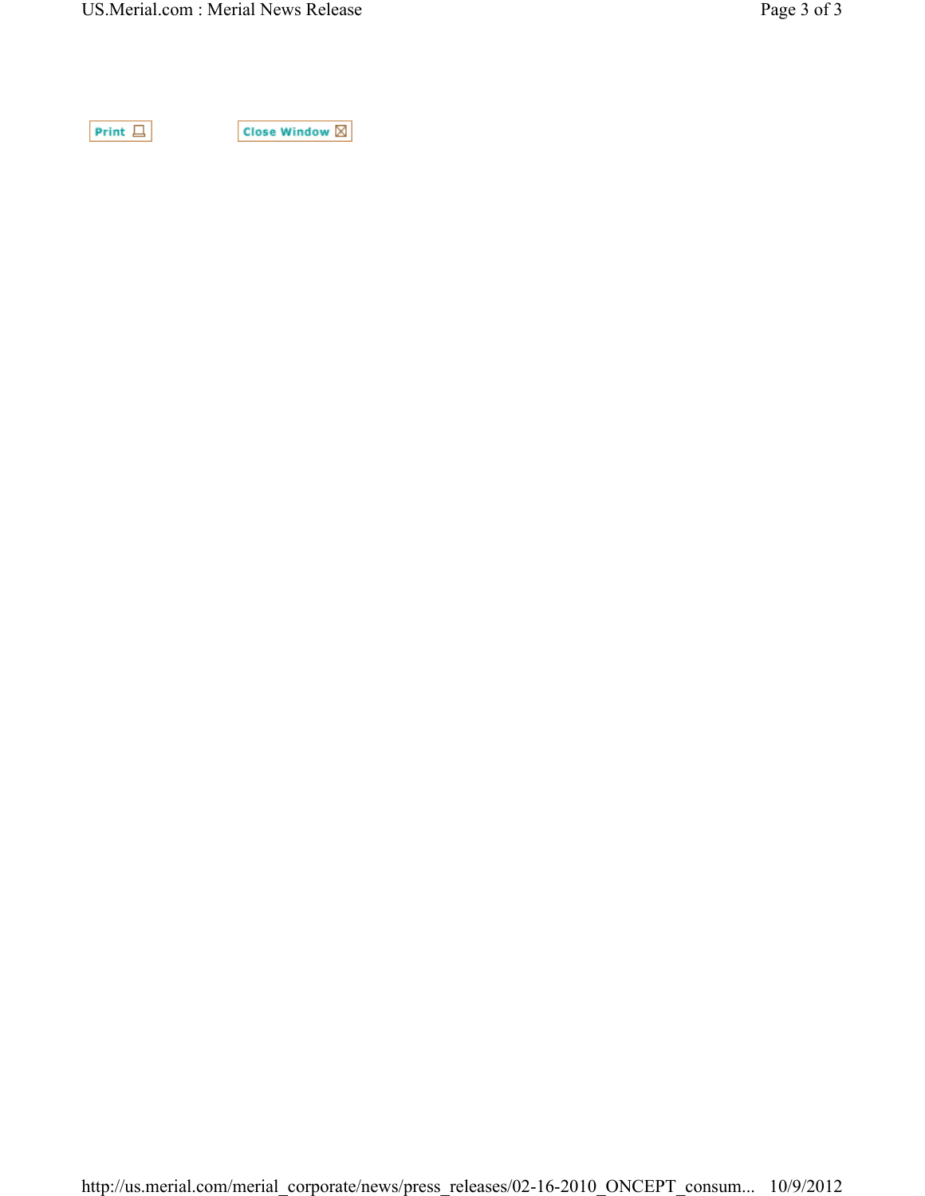Print

Close Window